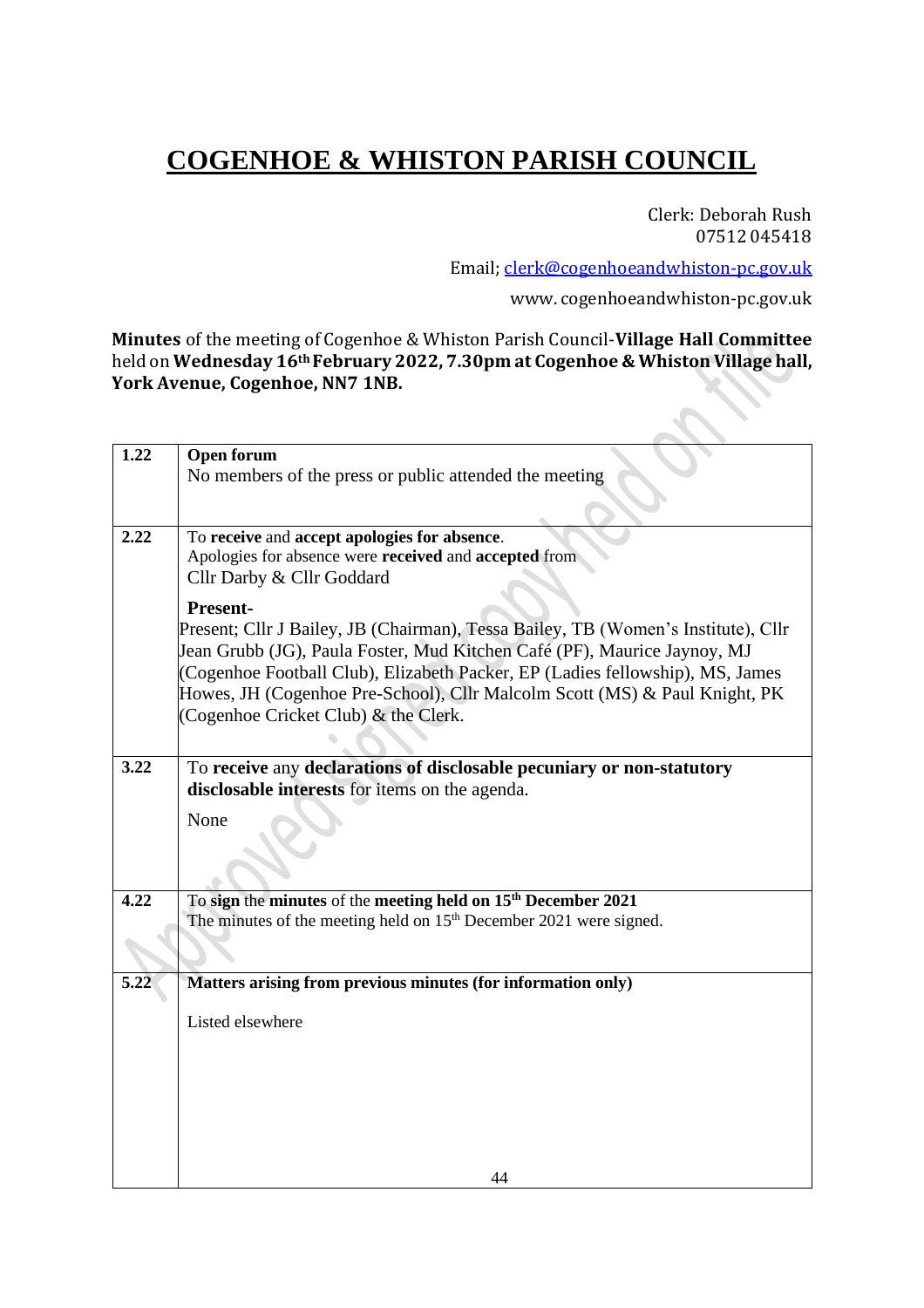# COGENHOE & WHISTON PARISH COUNCIL

Clerk: Deborah Rush
07512 045418

Email; clerk@cogenhoeandwhiston-pc.gov.uk

www. cogenhoeandwhiston-pc.gov.uk

**Minutes** of the meeting of Cogenhoe & Whiston Parish Council-**Village Hall Committee** held on **Wednesday 16th February 2022, 7.30pm at Cogenhoe & Whiston Village hall, York Avenue, Cogenhoe, NN7 1NB.**

| | |
|---|---|
| **1.22** | **Open forum**<br>No members of the press or public attended the meeting |
| **2.22** | To **receive** and **accept apologies for absence**.<br>Apologies for absence were **received** and **accepted** from Cllr Darby & Cllr Goddard<br>**Present-**<br>Present; Cllr J Bailey, JB (Chairman), Tessa Bailey, TB (Women's Institute), Cllr Jean Grubb (JG), Paula Foster, Mud Kitchen Café (PF), Maurice Jaynoy, MJ (Cogenhoe Football Club), Elizabeth Packer, EP (Ladies fellowship), MS, James Howes, JH (Cogenhoe Pre-School), Cllr Malcolm Scott (MS) & Paul Knight, PK (Cogenhoe Cricket Club) & the Clerk. |
| **3.22** | To **receive** any **declarations of disclosable pecuniary or non-statutory disclosable interests** for items on the agenda.<br>None |
| **4.22** | To **sign** the **minutes** of the **meeting held on 15th December 2021**<br>The minutes of the meeting held on 15th December 2021 were signed. |
| **5.22** | **Matters arising from previous minutes (for information only)**<br>Listed elsewhere |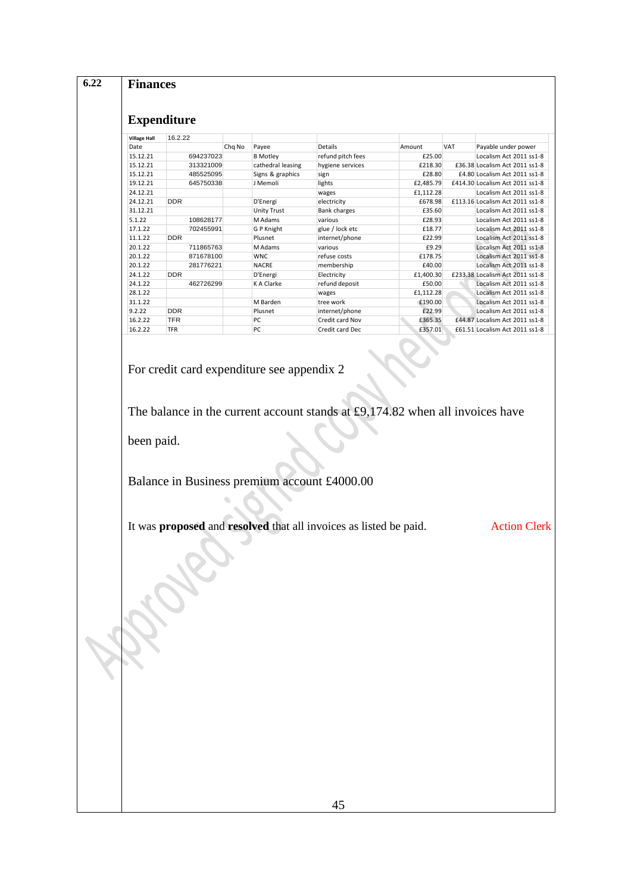**6.22** **Finances**

## Expenditure

| Village Hall | 16.2.22 | | | | | | |
|---|---|---|---|---|---|---|---|
| Date | | Chq No | Payee | Details | Amount | VAT | Payable under power |
| 15.12.21 | 694237023 | | B Motley | refund pitch fees | £25.00 | | Localism Act 2011 ss1-8 |
| 15.12.21 | 313321009 | | cathedral leasing | hygiene services | £218.30 | £36.38 | Localism Act 2011 ss1-8 |
| 15.12.21 | 485525095 | | Signs & graphics | sign | £28.80 | £4.80 | Localism Act 2011 ss1-8 |
| 19.12.21 | 645750338 | | J Memoli | lights | £2,485.79 | £414.30 | Localism Act 2011 ss1-8 |
| 24.12.21 | | | | wages | £1,112.28 | | Localism Act 2011 ss1-8 |
| 24.12.21 | DDR | | D'Energi | electricity | £678.98 | £113.16 | Localism Act 2011 ss1-8 |
| 31.12.21 | | | Unity Trust | Bank charges | £35.60 | | Localism Act 2011 ss1-8 |
| 5.1.22 | 108628177 | | M Adams | various | £28.93 | | Localism Act 2011 ss1-8 |
| 17.1.22 | 702455991 | | G P Knight | glue / lock etc | £18.77 | | Localism Act 2011 ss1-8 |
| 11.1.22 | DDR | | Plusnet | internet/phone | £22.99 | | Localism Act 2011 ss1-8 |
| 20.1.22 | 711865763 | | M Adams | various | £9.29 | | Localism Act 2011 ss1-8 |
| 20.1.22 | 871678100 | | WNC | refuse costs | £178.75 | | Localism Act 2011 ss1-8 |
| 20.1.22 | 281776221 | | NACRE | membership | £40.00 | | Localism Act 2011 ss1-8 |
| 24.1.22 | DDR | | D'Energi | Electricity | £1,400.30 | £233.38 | Localism Act 2011 ss1-8 |
| 24.1.22 | 462726299 | | K A Clarke | refund deposit | £50.00 | | Localism Act 2011 ss1-8 |
| 28.1.22 | | | | wages | £1,112.28 | | Localism Act 2011 ss1-8 |
| 31.1.22 | | | M Barden | tree work | £190.00 | | Localism Act 2011 ss1-8 |
| 9.2.22 | DDR | | Plusnet | internet/phone | £22.99 | | Localism Act 2011 ss1-8 |
| 16.2.22 | TFR | | PC | Credit card Nov | £365.35 | £44.87 | Localism Act 2011 ss1-8 |
| 16.2.22 | TFR | | PC | Credit card Dec | £357.01 | £61.51 | Localism Act 2011 ss1-8 |

For credit card expenditure see appendix 2

The balance in the current account stands at £9,174.82 when all invoices have been paid.

Balance in Business premium account £4000.00

It was **proposed** and **resolved** that all invoices as listed be paid. Action Clerk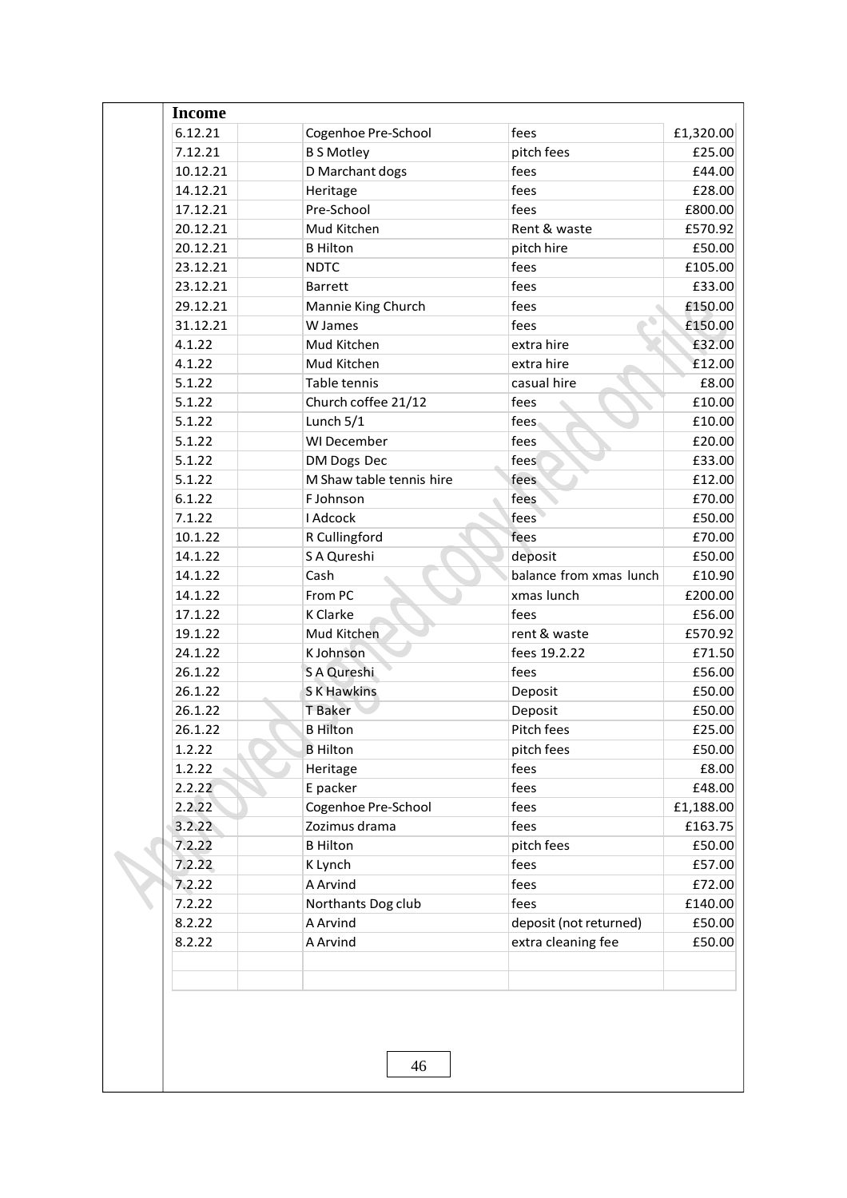**Income**

| | | | | |
|---|---|---|---|---|
| 6.12.21 | | Cogenhoe Pre-School | fees | £1,320.00 |
| 7.12.21 | | B S Motley | pitch fees | £25.00 |
| 10.12.21 | | D Marchant dogs | fees | £44.00 |
| 14.12.21 | | Heritage | fees | £28.00 |
| 17.12.21 | | Pre-School | fees | £800.00 |
| 20.12.21 | | Mud Kitchen | Rent & waste | £570.92 |
| 20.12.21 | | B Hilton | pitch hire | £50.00 |
| 23.12.21 | | NDTC | fees | £105.00 |
| 23.12.21 | | Barrett | fees | £33.00 |
| 29.12.21 | | Mannie King Church | fees | £150.00 |
| 31.12.21 | | W James | fees | £150.00 |
| 4.1.22 | | Mud Kitchen | extra hire | £32.00 |
| 4.1.22 | | Mud Kitchen | extra hire | £12.00 |
| 5.1.22 | | Table tennis | casual hire | £8.00 |
| 5.1.22 | | Church coffee 21/12 | fees | £10.00 |
| 5.1.22 | | Lunch 5/1 | fees | £10.00 |
| 5.1.22 | | WI December | fees | £20.00 |
| 5.1.22 | | DM Dogs Dec | fees | £33.00 |
| 5.1.22 | | M Shaw table tennis hire | fees | £12.00 |
| 6.1.22 | | F Johnson | fees | £70.00 |
| 7.1.22 | | I Adcock | fees | £50.00 |
| 10.1.22 | | R Cullingford | fees | £70.00 |
| 14.1.22 | | S A Qureshi | deposit | £50.00 |
| 14.1.22 | | Cash | balance from xmas lunch | £10.90 |
| 14.1.22 | | From PC | xmas lunch | £200.00 |
| 17.1.22 | | K Clarke | fees | £56.00 |
| 19.1.22 | | Mud Kitchen | rent & waste | £570.92 |
| 24.1.22 | | K Johnson | fees 19.2.22 | £71.50 |
| 26.1.22 | | S A Qureshi | fees | £56.00 |
| 26.1.22 | | S K Hawkins | Deposit | £50.00 |
| 26.1.22 | | T Baker | Deposit | £50.00 |
| 26.1.22 | | B Hilton | Pitch fees | £25.00 |
| 1.2.22 | | B Hilton | pitch fees | £50.00 |
| 1.2.22 | | Heritage | fees | £8.00 |
| 2.2.22 | | E packer | fees | £48.00 |
| 2.2.22 | | Cogenhoe Pre-School | fees | £1,188.00 |
| 3.2.22 | | Zozimus drama | fees | £163.75 |
| 7.2.22 | | B Hilton | pitch fees | £50.00 |
| 7.2.22 | | K Lynch | fees | £57.00 |
| 7.2.22 | | A Arvind | fees | £72.00 |
| 7.2.22 | | Northants Dog club | fees | £140.00 |
| 8.2.22 | | A Arvind | deposit (not returned) | £50.00 |
| 8.2.22 | | A Arvind | extra cleaning fee | £50.00 |
| | | | | |
| | | | | |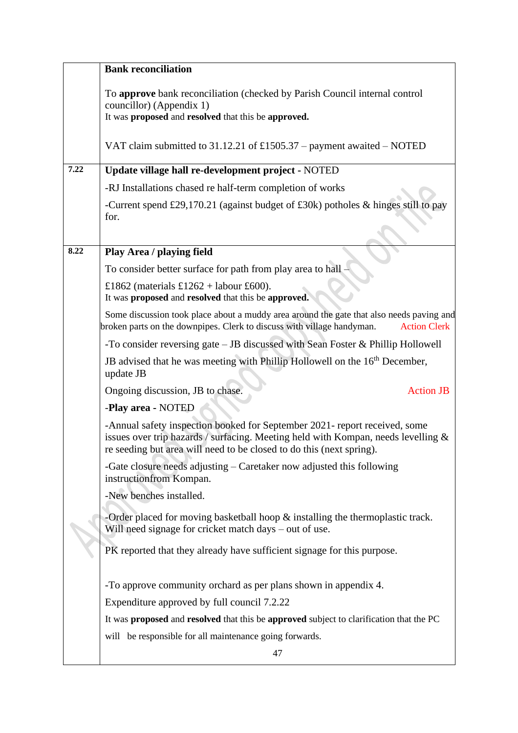| | |
|---|---|
| | **Bank reconciliation**<br><br>To **approve** bank reconciliation (checked by Parish Council internal control councillor) (Appendix 1)<br>It was **proposed** and **resolved** that this be **approved.**<br><br>VAT claim submitted to 31.12.21 of £1505.37 – payment awaited – NOTED |
| **7.22** | **Update village hall re-development project** - NOTED<br><br>-RJ Installations chased re half-term completion of works<br><br>-Current spend £29,170.21 (against budget of £30k) potholes & hinges still to pay for. |
| **8.22** | **Play Area / playing field**<br><br>To consider better surface for path from play area to hall –<br><br>£1862 (materials £1262 + labour £600).<br>It was **proposed** and **resolved** that this be **approved.**<br><br>Some discussion took place about a muddy area around the gate that also needs paving and broken parts on the downpipes. Clerk to discuss with village handyman. Action Clerk<br><br>-To consider reversing gate – JB discussed with Sean Foster & Phillip Hollowell<br><br>JB advised that he was meeting with Phillip Hollowell on the 16th December, update JB<br><br>Ongoing discussion, JB to chase. Action JB<br><br>-**Play area** - NOTED<br><br>-Annual safety inspection booked for September 2021- report received, some issues over trip hazards / surfacing. Meeting held with Kompan, needs levelling & re seeding but area will need to be closed to do this (next spring).<br><br>-Gate closure needs adjusting – Caretaker now adjusted this following instructionfrom Kompan.<br><br>-New benches installed.<br><br>-Order placed for moving basketball hoop & installing the thermoplastic track. Will need signage for cricket match days – out of use.<br><br>PK reported that they already have sufficient signage for this purpose.<br><br>-To approve community orchard as per plans shown in appendix 4.<br><br>Expenditure approved by full council 7.2.22<br><br>It was **proposed** and **resolved** that this be **approved** subject to clarification that the PC will be responsible for all maintenance going forwards. |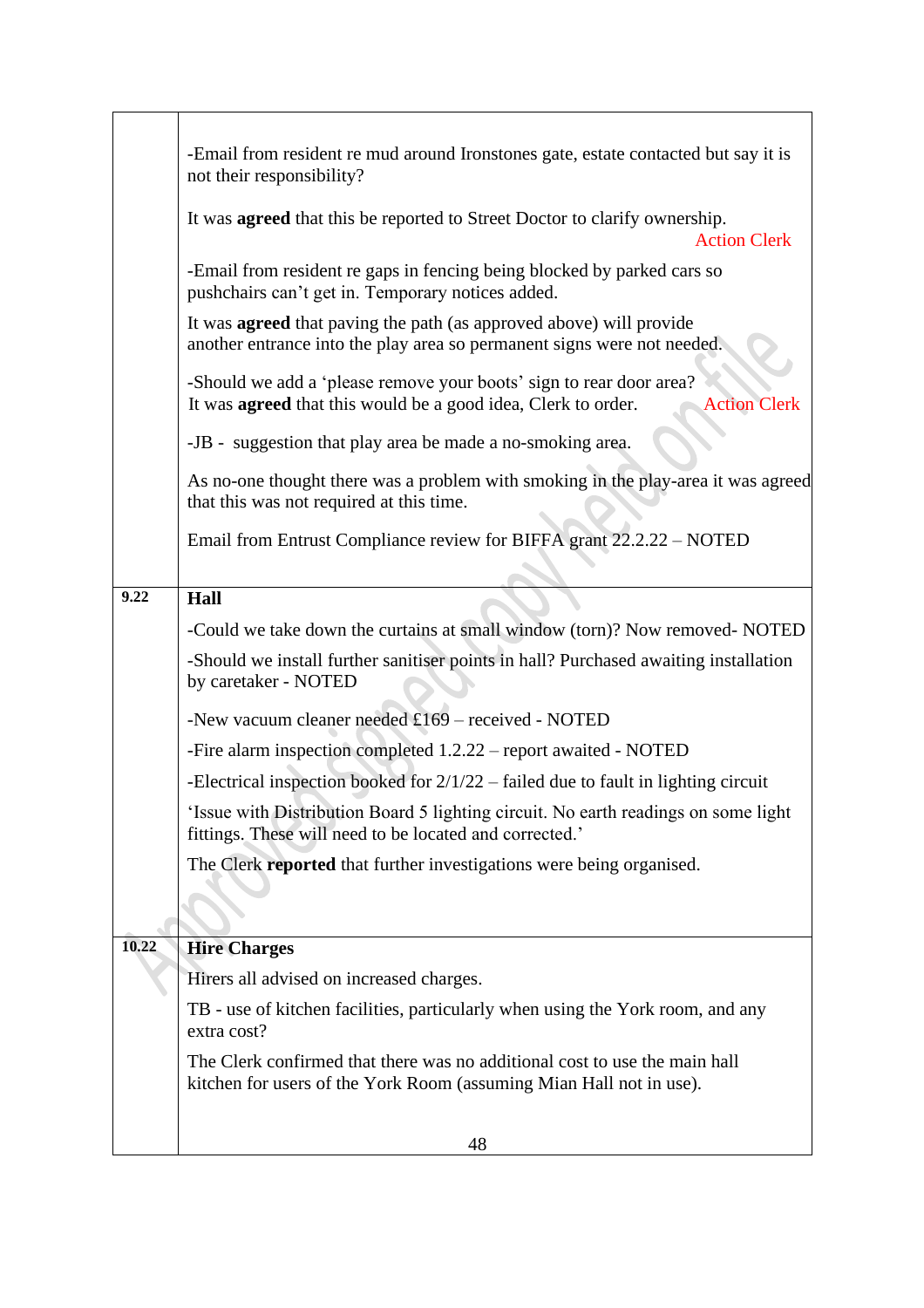| | |
|---|---|
| | -Email from resident re mud around Ironstones gate, estate contacted but say it is not their responsibility?<br><br>It was **agreed** that this be reported to Street Doctor to clarify ownership. Action Clerk<br><br>-Email from resident re gaps in fencing being blocked by parked cars so pushchairs can't get in. Temporary notices added.<br><br>It was **agreed** that paving the path (as approved above) will provide another entrance into the play area so permanent signs were not needed.<br><br>-Should we add a 'please remove your boots' sign to rear door area? It was **agreed** that this would be a good idea, Clerk to order. Action Clerk<br><br>-JB - suggestion that play area be made a no-smoking area.<br><br>As no-one thought there was a problem with smoking in the play-area it was agreed that this was not required at this time.<br><br>Email from Entrust Compliance review for BIFFA grant 22.2.22 – NOTED |
| **9.22** | **Hall**<br><br>-Could we take down the curtains at small window (torn)? Now removed- NOTED<br><br>-Should we install further sanitiser points in hall? Purchased awaiting installation by caretaker - NOTED<br><br>-New vacuum cleaner needed £169 – received - NOTED<br><br>-Fire alarm inspection completed 1.2.22 – report awaited - NOTED<br><br>-Electrical inspection booked for 2/1/22 – failed due to fault in lighting circuit<br><br>'Issue with Distribution Board 5 lighting circuit. No earth readings on some light fittings. These will need to be located and corrected.'<br><br>The Clerk **reported** that further investigations were being organised. |
| **10.22** | **Hire Charges**<br><br>Hirers all advised on increased charges.<br><br>TB - use of kitchen facilities, particularly when using the York room, and any extra cost?<br><br>The Clerk confirmed that there was no additional cost to use the main hall kitchen for users of the York Room (assuming Mian Hall not in use). |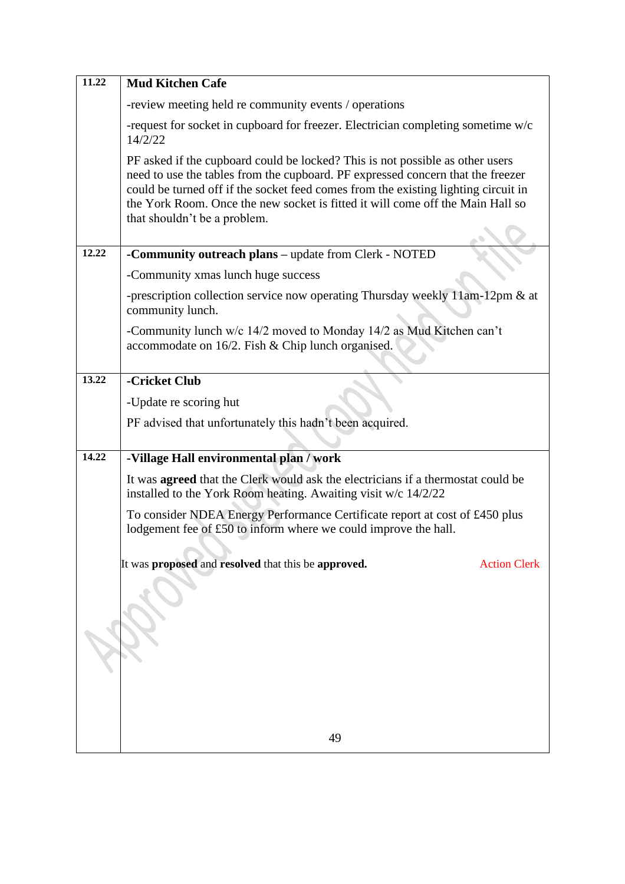| | |
|---|---|
| 11.22 | **Mud Kitchen Cafe**<br><br>-review meeting held re community events / operations<br><br>-request for socket in cupboard for freezer. Electrician completing sometime w/c 14/2/22<br><br>PF asked if the cupboard could be locked? This is not possible as other users need to use the tables from the cupboard. PF expressed concern that the freezer could be turned off if the socket feed comes from the existing lighting circuit in the York Room. Once the new socket is fitted it will come off the Main Hall so that shouldn't be a problem. |
| 12.22 | **-Community outreach plans** – update from Clerk - NOTED<br><br>-Community xmas lunch huge success<br><br>-prescription collection service now operating Thursday weekly 11am-12pm & at community lunch.<br><br>-Community lunch w/c 14/2 moved to Monday 14/2 as Mud Kitchen can't accommodate on 16/2. Fish & Chip lunch organised. |
| 13.22 | **-Cricket Club**<br><br>-Update re scoring hut<br><br>PF advised that unfortunately this hadn't been acquired. |
| 14.22 | **-Village Hall environmental plan / work**<br><br>It was **agreed** that the Clerk would ask the electricians if a thermostat could be installed to the York Room heating. Awaiting visit w/c 14/2/22<br><br>To consider NDEA Energy Performance Certificate report at cost of £450 plus lodgement fee of £50 to inform where we could improve the hall.<br><br>It was **proposed** and **resolved** that this be **approved.** Action Clerk |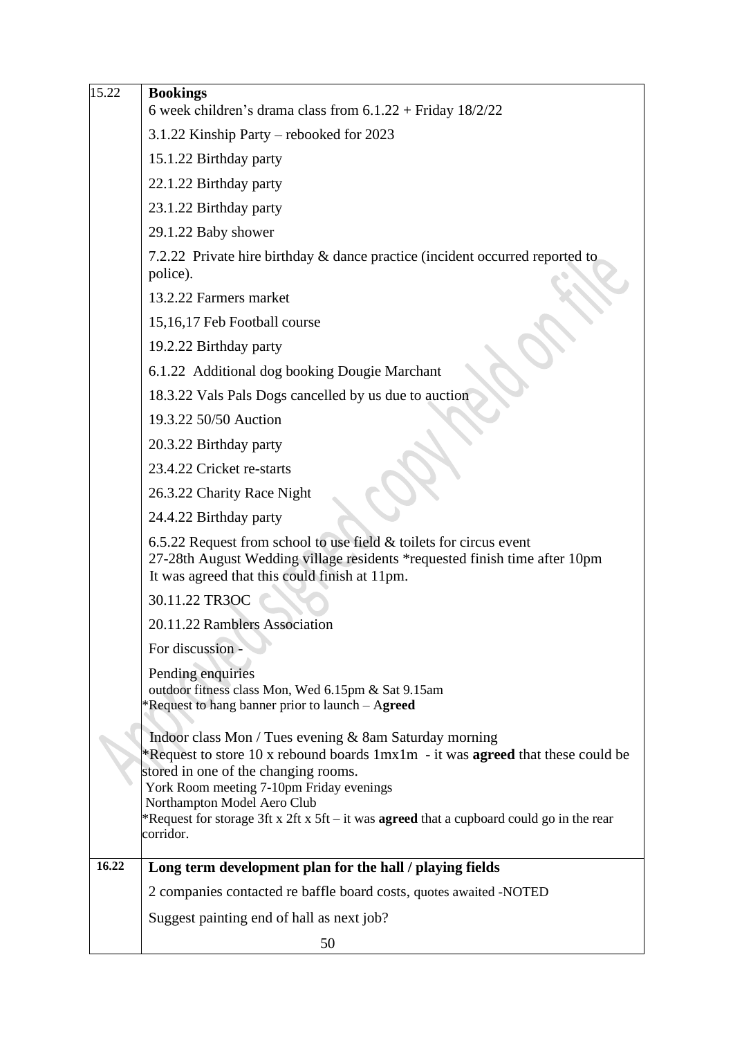| | |
|---|---|
| 15.22 | **Bookings**<br>6 week children's drama class from 6.1.22 + Friday 18/2/22<br>3.1.22 Kinship Party – rebooked for 2023<br>15.1.22 Birthday party<br>22.1.22 Birthday party<br>23.1.22 Birthday party<br>29.1.22 Baby shower<br>7.2.22 Private hire birthday & dance practice (incident occurred reported to police).<br>13.2.22 Farmers market<br>15,16,17 Feb Football course<br>19.2.22 Birthday party<br>6.1.22 Additional dog booking Dougie Marchant<br>18.3.22 Vals Pals Dogs cancelled by us due to auction<br>19.3.22 50/50 Auction<br>20.3.22 Birthday party<br>23.4.22 Cricket re-starts<br>26.3.22 Charity Race Night<br>24.4.22 Birthday party<br>6.5.22 Request from school to use field & toilets for circus event<br>27-28th August Wedding village residents *requested finish time after 10pm<br>It was agreed that this could finish at 11pm.<br>30.11.22 TR3OC<br>20.11.22 Ramblers Association<br>For discussion -<br>Pending enquiries<br>outdoor fitness class Mon, Wed 6.15pm & Sat 9.15am<br>*Request to hang banner prior to launch – A**greed**<br>Indoor class Mon / Tues evening & 8am Saturday morning<br>*Request to store 10 x rebound boards 1mx1m - it was **agreed** that these could be stored in one of the changing rooms.<br>York Room meeting 7-10pm Friday evenings<br>Northampton Model Aero Club<br>*Request for storage 3ft x 2ft x 5ft – it was **agreed** that a cupboard could go in the rear corridor. |
| **16.22** | **Long term development plan for the hall / playing fields**<br>2 companies contacted re baffle board costs, quotes awaited -NOTED<br>Suggest painting end of hall as next job? |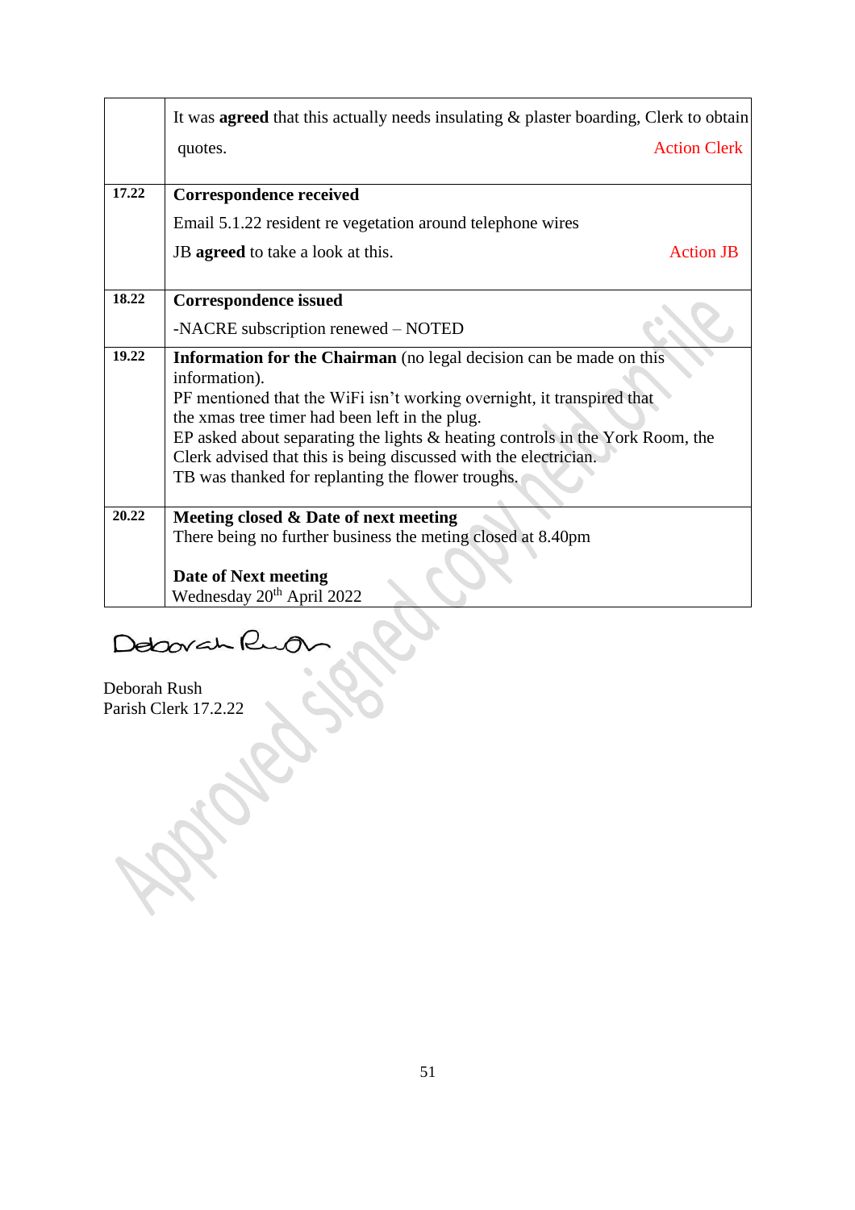| | |
|---|---|
| | It was **agreed** that this actually needs insulating & plaster boarding, Clerk to obtain quotes. Action Clerk |
| **17.22** | **Correspondence received**<br>Email 5.1.22 resident re vegetation around telephone wires<br>JB **agreed** to take a look at this. Action JB |
| **18.22** | **Correspondence issued**<br>-NACRE subscription renewed – NOTED |
| **19.22** | **Information for the Chairman** (no legal decision can be made on this information).<br>PF mentioned that the WiFi isn't working overnight, it transpired that the xmas tree timer had been left in the plug.<br>EP asked about separating the lights & heating controls in the York Room, the Clerk advised that this is being discussed with the electrician.<br>TB was thanked for replanting the flower troughs. |
| **20.22** | **Meeting closed & Date of next meeting**<br>There being no further business the meting closed at 8.40pm<br><br>**Date of Next meeting**<br>Wednesday 20th April 2022 |

Deborah Rush

Deborah Rush
Parish Clerk 17.2.22

Approved signed copy held on file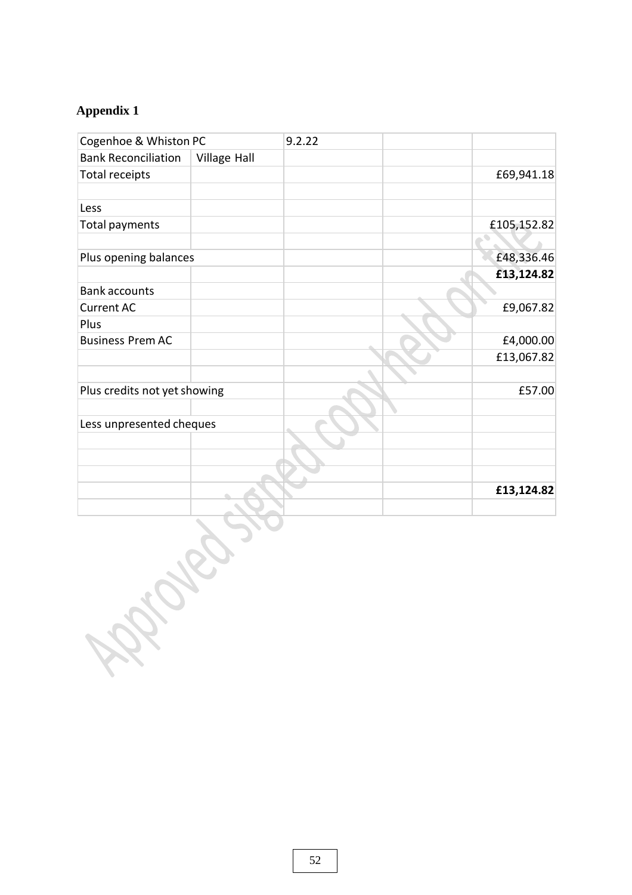## Appendix 1

| Cogenhoe & Whiston PC | | 9.2.22 | | |
|---|---|---|---|---|
| Bank Reconciliation | Village Hall | | | |
| Total receipts | | | | £69,941.18 |
| | | | | |
| Less | | | | |
| Total payments | | | | £105,152.82 |
| | | | | |
| Plus opening balances | | | | £48,336.46 |
| | | | | **£13,124.82** |
| Bank accounts | | | | |
| Current AC | | | | £9,067.82 |
| Plus | | | | |
| Business Prem AC | | | | £4,000.00 |
| | | | | £13,067.82 |
| | | | | |
| Plus credits not yet showing | | | | £57.00 |
| | | | | |
| Less unpresented cheques | | | | |
| | | | | |
| | | | | |
| | | | | |
| | | | | **£13,124.82** |
| | | | | |

Approved signed copy held on file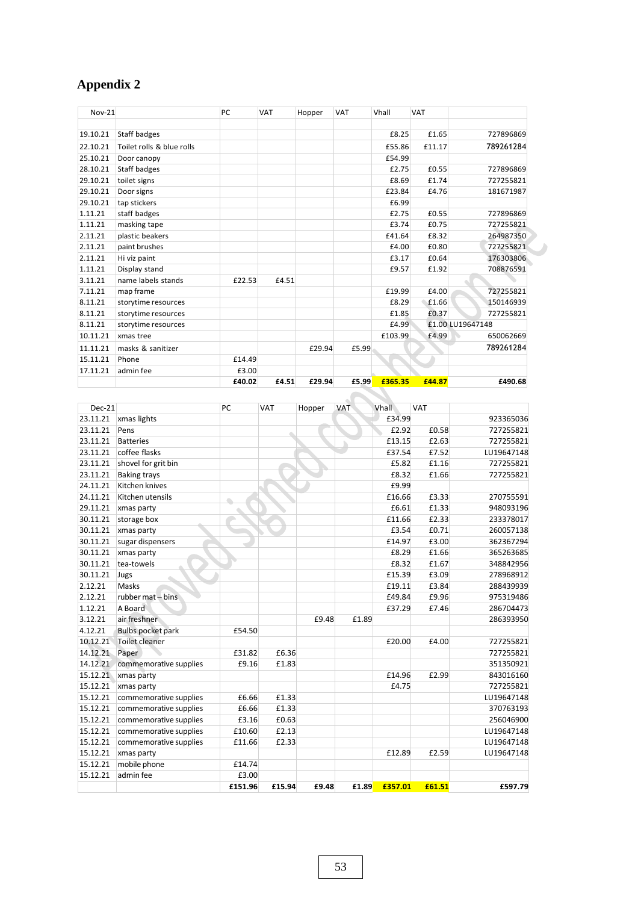# Appendix 2

| Nov-21 | | PC | VAT | Hopper | VAT | Vhall | VAT | |
|---|---|---|---|---|---|---|---|---|
| | | | | | | | | |
| 19.10.21 | Staff badges | | | | | £8.25 | £1.65 | 727896869 |
| 22.10.21 | Toilet rolls & blue rolls | | | | | £55.86 | £11.17 | 789261284 |
| 25.10.21 | Door canopy | | | | | £54.99 | | |
| 28.10.21 | Staff badges | | | | | £2.75 | £0.55 | 727896869 |
| 29.10.21 | toilet signs | | | | | £8.69 | £1.74 | 727255821 |
| 29.10.21 | Door signs | | | | | £23.84 | £4.76 | 181671987 |
| 29.10.21 | tap stickers | | | | | £6.99 | | |
| 1.11.21 | staff badges | | | | | £2.75 | £0.55 | 727896869 |
| 1.11.21 | masking tape | | | | | £3.74 | £0.75 | 727255821 |
| 2.11.21 | plastic beakers | | | | | £41.64 | £8.32 | 264987350 |
| 2.11.21 | paint brushes | | | | | £4.00 | £0.80 | 727255821 |
| 2.11.21 | Hi viz paint | | | | | £3.17 | £0.64 | 176303806 |
| 1.11.21 | Display stand | | | | | £9.57 | £1.92 | 708876591 |
| 3.11.21 | name labels stands | £22.53 | £4.51 | | | | | |
| 7.11.21 | map frame | | | | | £19.99 | £4.00 | 727255821 |
| 8.11.21 | storytime resources | | | | | £8.29 | £1.66 | 150146939 |
| 8.11.21 | storytime resources | | | | | £1.85 | £0.37 | 727255821 |
| 8.11.21 | storytime resources | | | | | £4.99 | £1.00 | LU19647148 |
| 10.11.21 | xmas tree | | | | | £103.99 | £4.99 | 650062669 |
| 11.11.21 | masks & sanitizer | | | £29.94 | £5.99 | | | 789261284 |
| 15.11.21 | Phone | £14.49 | | | | | | |
| 17.11.21 | admin fee | £3.00 | | | | | | |
| | | **£40.02** | **£4.51** | **£29.94** | **£5.99** | **£365.35** | **£44.87** | **£490.68** |

| Dec-21 | | PC | VAT | Hopper | VAT | Vhall | VAT | |
|---|---|---|---|---|---|---|---|---|
| 23.11.21 | xmas lights | | | | | £34.99 | | 923365036 |
| 23.11.21 | Pens | | | | | £2.92 | £0.58 | 727255821 |
| 23.11.21 | Batteries | | | | | £13.15 | £2.63 | 727255821 |
| 23.11.21 | coffee flasks | | | | | £37.54 | £7.52 | LU19647148 |
| 23.11.21 | shovel for grit bin | | | | | £5.82 | £1.16 | 727255821 |
| 23.11.21 | Baking trays | | | | | £8.32 | £1.66 | 727255821 |
| 24.11.21 | Kitchen knives | | | | | £9.99 | | |
| 24.11.21 | Kitchen utensils | | | | | £16.66 | £3.33 | 270755591 |
| 29.11.21 | xmas party | | | | | £6.61 | £1.33 | 948093196 |
| 30.11.21 | storage box | | | | | £11.66 | £2.33 | 233378017 |
| 30.11.21 | xmas party | | | | | £3.54 | £0.71 | 260057138 |
| 30.11.21 | sugar dispensers | | | | | £14.97 | £3.00 | 362367294 |
| 30.11.21 | xmas party | | | | | £8.29 | £1.66 | 365263685 |
| 30.11.21 | tea-towels | | | | | £8.32 | £1.67 | 348842956 |
| 30.11.21 | Jugs | | | | | £15.39 | £3.09 | 278968912 |
| 2.12.21 | Masks | | | | | £19.11 | £3.84 | 288439939 |
| 2.12.21 | rubber mat – bins | | | | | £49.84 | £9.96 | 975319486 |
| 1.12.21 | A Board | | | | | £37.29 | £7.46 | 286704473 |
| 3.12.21 | air freshner | | | £9.48 | £1.89 | | | 286393950 |
| 4.12.21 | Bulbs pocket park | £54.50 | | | | | | |
| 10.12.21 | Toilet cleaner | | | | | £20.00 | £4.00 | 727255821 |
| 14.12.21 | Paper | £31.82 | £6.36 | | | | | 727255821 |
| 14.12.21 | commemorative supplies | £9.16 | £1.83 | | | | | 351350921 |
| 15.12.21 | xmas party | | | | | £14.96 | £2.99 | 843016160 |
| 15.12.21 | xmas party | | | | | £4.75 | | 727255821 |
| 15.12.21 | commemorative supplies | £6.66 | £1.33 | | | | | LU19647148 |
| 15.12.21 | commemorative supplies | £6.66 | £1.33 | | | | | 370763193 |
| 15.12.21 | commemorative supplies | £3.16 | £0.63 | | | | | 256046900 |
| 15.12.21 | commemorative supplies | £10.60 | £2.13 | | | | | LU19647148 |
| 15.12.21 | commemorative supplies | £11.66 | £2.33 | | | | | LU19647148 |
| 15.12.21 | xmas party | | | | | £12.89 | £2.59 | LU19647148 |
| 15.12.21 | mobile phone | £14.74 | | | | | | |
| 15.12.21 | admin fee | £3.00 | | | | | | |
| | | **£151.96** | **£15.94** | **£9.48** | **£1.89** | **£357.01** | **£61.51** | **£597.79** |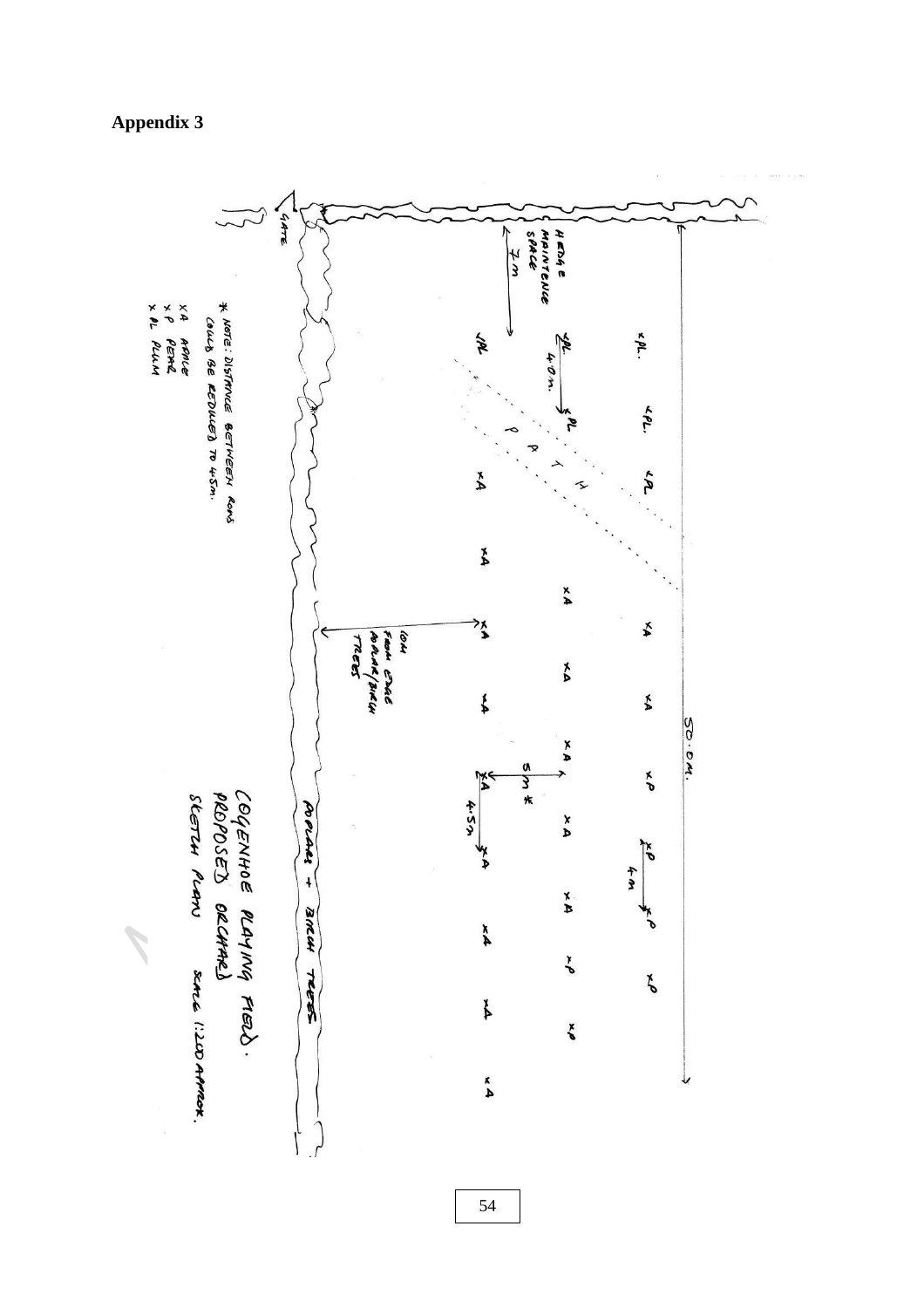## Appendix 3

GATE

HEDGE MAINTENANCE SPACE 7m

4.0m

PATH

10M FROM EDGE POPLAR/BIRCH TREES

50.0M.

5m*

4.5m

4m

POPLARS + BIRCH TREES

* NOTE: DISTANCE BETWEEN ROWS COULD BE REDUCED TO 4.5m.

x A APPLE
x P PEAR
x PL PLUM

COGENHOE PLAYING FIELD.
PROPOSED ORCHARD
SKETCH PLAN SCALE 1:200 APPROX.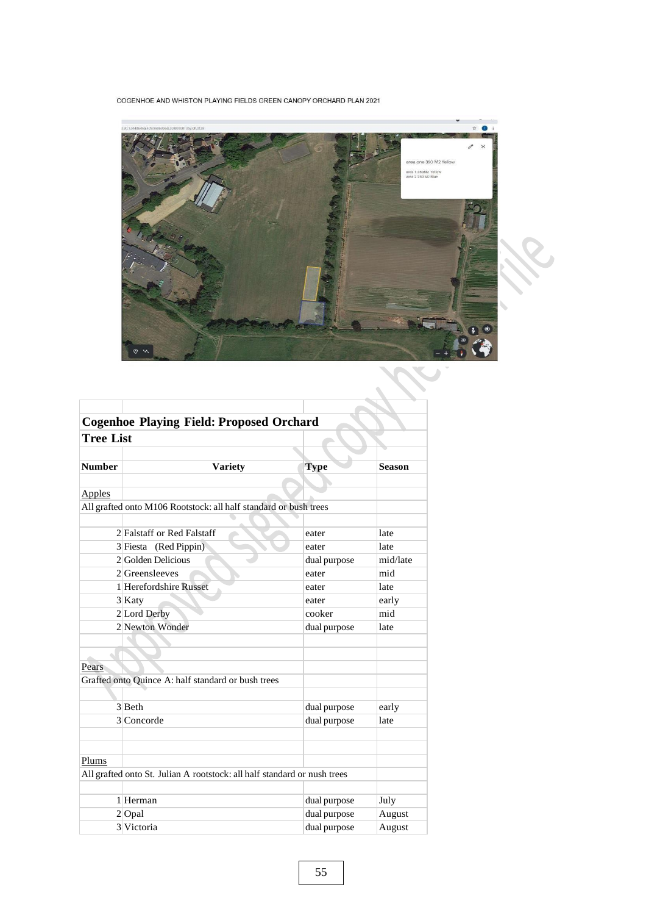COGENHOE AND WHISTON PLAYING FIELDS GREEN CANOPY ORCHARD PLAN 2021

area one 350 M2 Yellow

area 1 350M2 Yellow
area 2 250 M2 Blue

## Cogenhoe Playing Field: Proposed Orchard

### Tree List

| Number | Variety | Type | Season |
|---|---|---|---|
| Apples | | | |
| All grafted onto M106 Rootstock: all half standard or bush trees | | | |
| 2 | Falstaff or Red Falstaff | eater | late |
| 3 | Fiesta (Red Pippin) | eater | late |
| 2 | Golden Delicious | dual purpose | mid/late |
| 2 | Greensleeves | eater | mid |
| 1 | Herefordshire Russet | eater | late |
| 3 | Katy | eater | early |
| 2 | Lord Derby | cooker | mid |
| 2 | Newton Wonder | dual purpose | late |
| Pears | | | |
| Grafted onto Quince A: half standard or bush trees | | | |
| 3 | Beth | dual purpose | early |
| 3 | Concorde | dual purpose | late |
| Plums | | | |
| All grafted onto St. Julian A rootstock: all half standard or nush trees | | | |
| 1 | Herman | dual purpose | July |
| 2 | Opal | dual purpose | August |
| 3 | Victoria | dual purpose | August |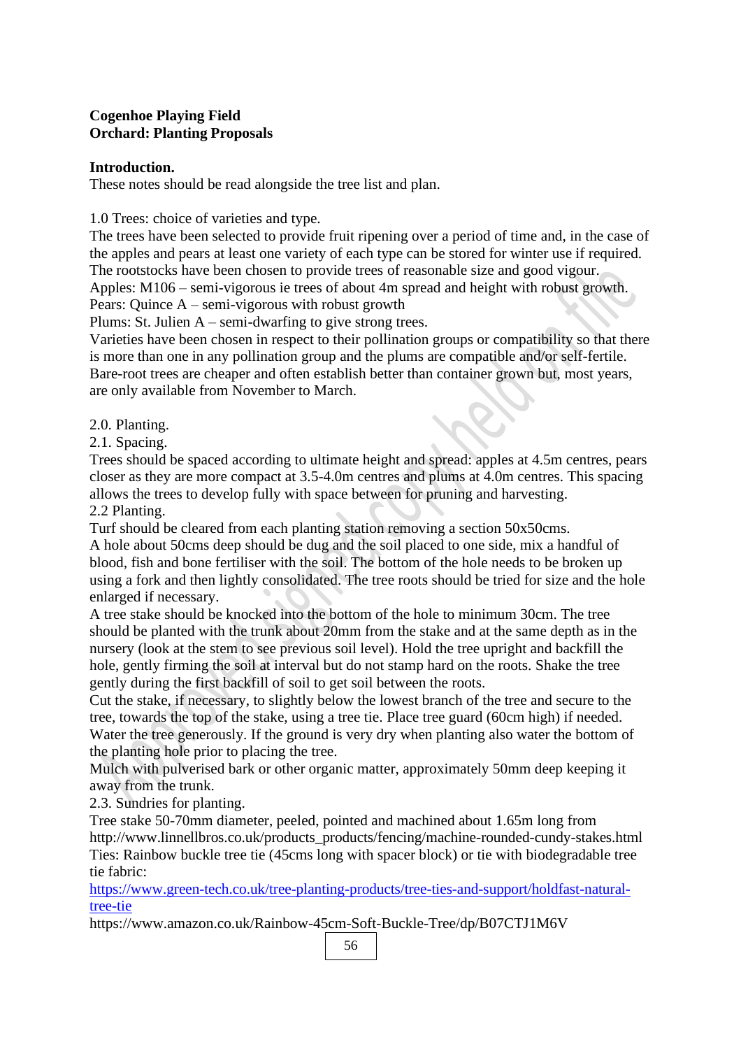**Cogenhoe Playing Field**
**Orchard: Planting Proposals**

**Introduction.**
These notes should be read alongside the tree list and plan.

1.0 Trees: choice of varieties and type.
The trees have been selected to provide fruit ripening over a period of time and, in the case of the apples and pears at least one variety of each type can be stored for winter use if required.
The rootstocks have been chosen to provide trees of reasonable size and good vigour.
Apples: M106 – semi-vigorous ie trees of about 4m spread and height with robust growth.
Pears: Quince A – semi-vigorous with robust growth
Plums: St. Julien A – semi-dwarfing to give strong trees.
Varieties have been chosen in respect to their pollination groups or compatibility so that there is more than one in any pollination group and the plums are compatible and/or self-fertile.
Bare-root trees are cheaper and often establish better than container grown but, most years, are only available from November to March.

2.0. Planting.
2.1. Spacing.
Trees should be spaced according to ultimate height and spread: apples at 4.5m centres, pears closer as they are more compact at 3.5-4.0m centres and plums at 4.0m centres. This spacing allows the trees to develop fully with space between for pruning and harvesting.
2.2 Planting.
Turf should be cleared from each planting station removing a section 50x50cms.
A hole about 50cms deep should be dug and the soil placed to one side, mix a handful of blood, fish and bone fertiliser with the soil. The bottom of the hole needs to be broken up using a fork and then lightly consolidated. The tree roots should be tried for size and the hole enlarged if necessary.
A tree stake should be knocked into the bottom of the hole to minimum 30cm. The tree should be planted with the trunk about 20mm from the stake and at the same depth as in the nursery (look at the stem to see previous soil level). Hold the tree upright and backfill the hole, gently firming the soil at interval but do not stamp hard on the roots. Shake the tree gently during the first backfill of soil to get soil between the roots.
Cut the stake, if necessary, to slightly below the lowest branch of the tree and secure to the tree, towards the top of the stake, using a tree tie. Place tree guard (60cm high) if needed.
Water the tree generously. If the ground is very dry when planting also water the bottom of the planting hole prior to placing the tree.
Mulch with pulverised bark or other organic matter, approximately 50mm deep keeping it away from the trunk.
2.3. Sundries for planting.
Tree stake 50-70mm diameter, peeled, pointed and machined about 1.65m long from http://www.linnellbros.co.uk/products_products/fencing/machine-rounded-cundy-stakes.html
Ties: Rainbow buckle tree tie (45cms long with spacer block) or tie with biodegradable tree tie fabric:
[https://www.green-tech.co.uk/tree-planting-products/tree-ties-and-support/holdfast-natural-tree-tie](https://www.green-tech.co.uk/tree-planting-products/tree-ties-and-support/holdfast-natural-tree-tie)
https://www.amazon.co.uk/Rainbow-45cm-Soft-Buckle-Tree/dp/B07CTJ1M6V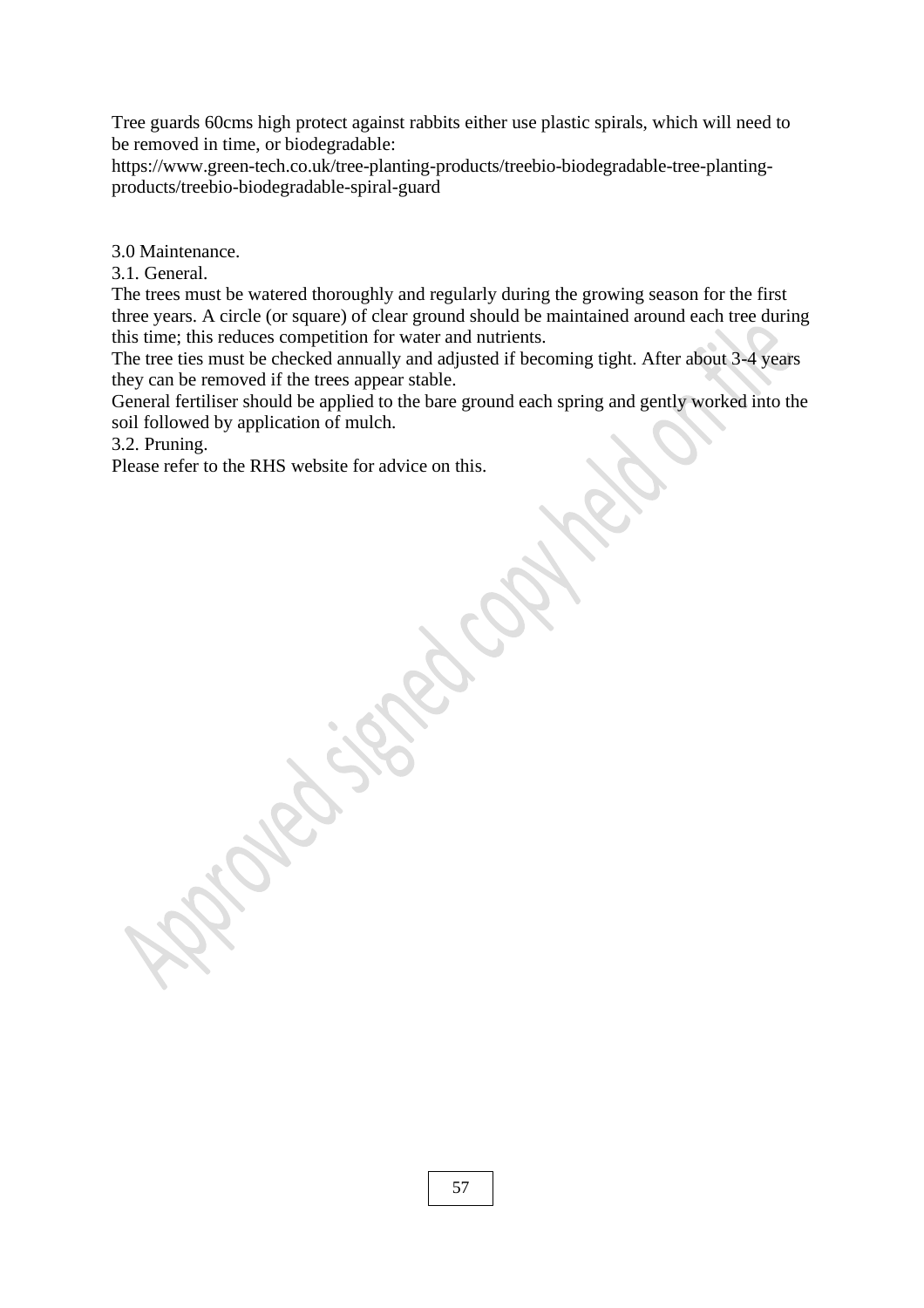Tree guards 60cms high protect against rabbits either use plastic spirals, which will need to be removed in time, or biodegradable:
https://www.green-tech.co.uk/tree-planting-products/treebio-biodegradable-tree-planting-products/treebio-biodegradable-spiral-guard

3.0 Maintenance.

3.1. General.

The trees must be watered thoroughly and regularly during the growing season for the first three years. A circle (or square) of clear ground should be maintained around each tree during this time; this reduces competition for water and nutrients.

The tree ties must be checked annually and adjusted if becoming tight. After about 3-4 years they can be removed if the trees appear stable.

General fertiliser should be applied to the bare ground each spring and gently worked into the soil followed by application of mulch.

3.2. Pruning.

Please refer to the RHS website for advice on this.